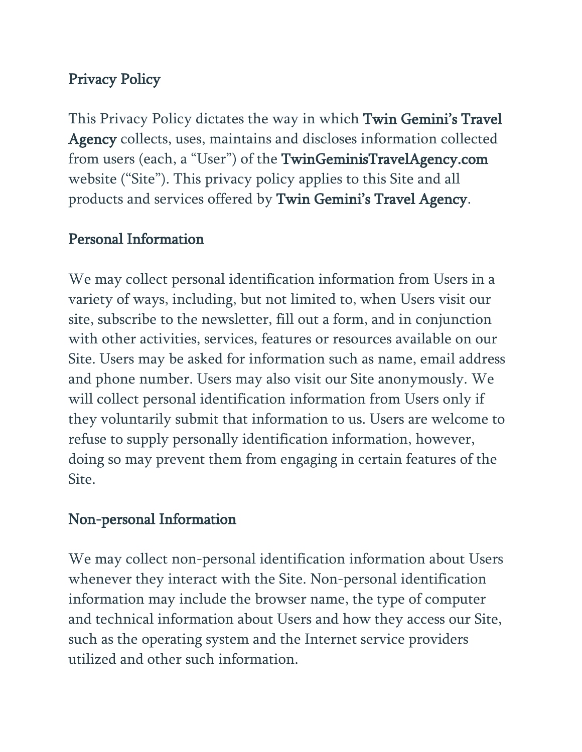## Privacy Policy

This Privacy Policy dictates the way in which Twin Gemini's Travel Agency collects, uses, maintains and discloses information collected from users (each, a "User") of the TwinGeminisTravelAgency.com website ("Site"). This privacy policy applies to this Site and all products and services offered by Twin Gemini's Travel Agency.

## Personal Information

We may collect personal identification information from Users in a variety of ways, including, but not limited to, when Users visit our site, subscribe to the newsletter, fill out a form, and in conjunction with other activities, services, features or resources available on our Site. Users may be asked for information such as name, email address and phone number. Users may also visit our Site anonymously. We will collect personal identification information from Users only if they voluntarily submit that information to us. Users are welcome to refuse to supply personally identification information, however, doing so may prevent them from engaging in certain features of the Site.

## Non-personal Information

We may collect non-personal identification information about Users whenever they interact with the Site. Non-personal identification information may include the browser name, the type of computer and technical information about Users and how they access our Site, such as the operating system and the Internet service providers utilized and other such information.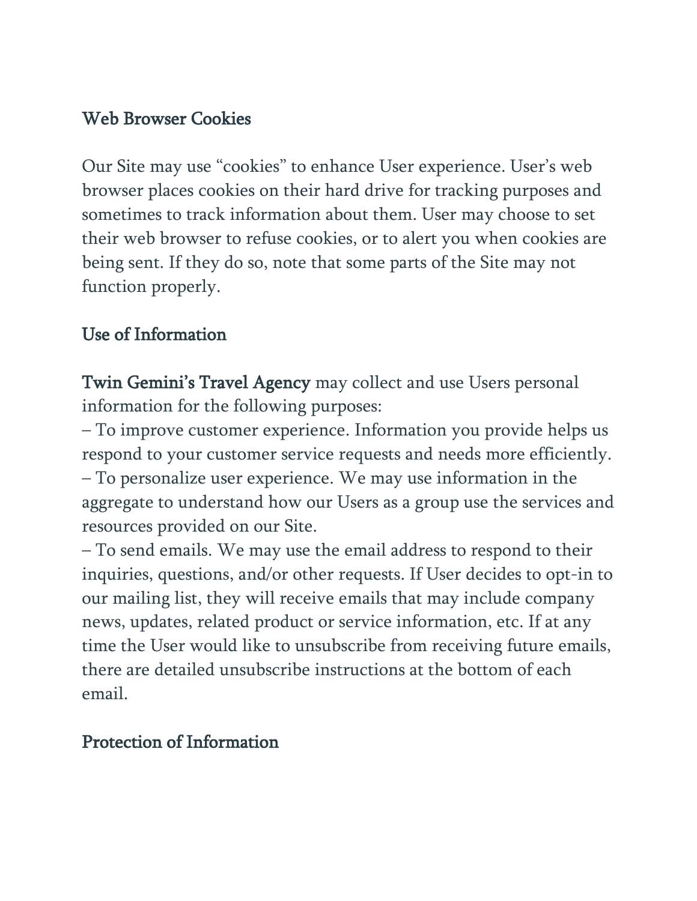## Web Browser Cookies

Our Site may use "cookies" to enhance User experience. User's web browser places cookies on their hard drive for tracking purposes and sometimes to track information about them. User may choose to set their web browser to refuse cookies, or to alert you when cookies are being sent. If they do so, note that some parts of the Site may not function properly.

## Use of Information

**Twin Gemini's Travel Agency** may collect and use Users personal information for the following purposes:
– To improve customer experience. Information you provide helps us respond to your customer service requests and needs more efficiently.
– To personalize user experience. We may use information in the aggregate to understand how our Users as a group use the services and resources provided on our Site.
– To send emails. We may use the email address to respond to their inquiries, questions, and/or other requests. If User decides to opt-in to our mailing list, they will receive emails that may include company news, updates, related product or service information, etc. If at any time the User would like to unsubscribe from receiving future emails, there are detailed unsubscribe instructions at the bottom of each email.

## Protection of Information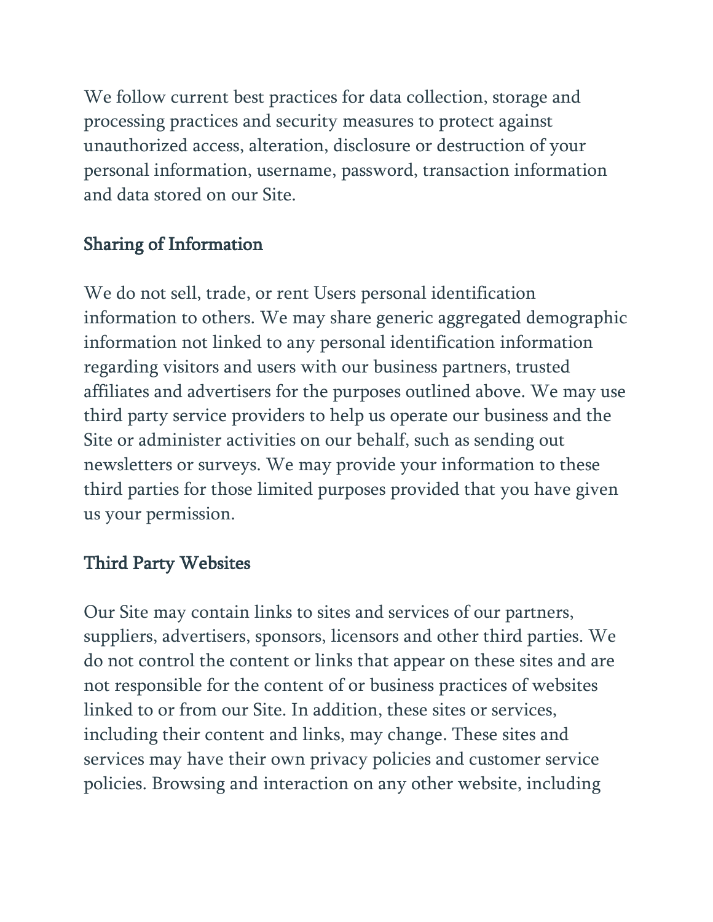We follow current best practices for data collection, storage and processing practices and security measures to protect against unauthorized access, alteration, disclosure or destruction of your personal information, username, password, transaction information and data stored on our Site.

## Sharing of Information

We do not sell, trade, or rent Users personal identification information to others. We may share generic aggregated demographic information not linked to any personal identification information regarding visitors and users with our business partners, trusted affiliates and advertisers for the purposes outlined above. We may use third party service providers to help us operate our business and the Site or administer activities on our behalf, such as sending out newsletters or surveys. We may provide your information to these third parties for those limited purposes provided that you have given us your permission.

## Third Party Websites

Our Site may contain links to sites and services of our partners, suppliers, advertisers, sponsors, licensors and other third parties. We do not control the content or links that appear on these sites and are not responsible for the content of or business practices of websites linked to or from our Site. In addition, these sites or services, including their content and links, may change. These sites and services may have their own privacy policies and customer service policies. Browsing and interaction on any other website, including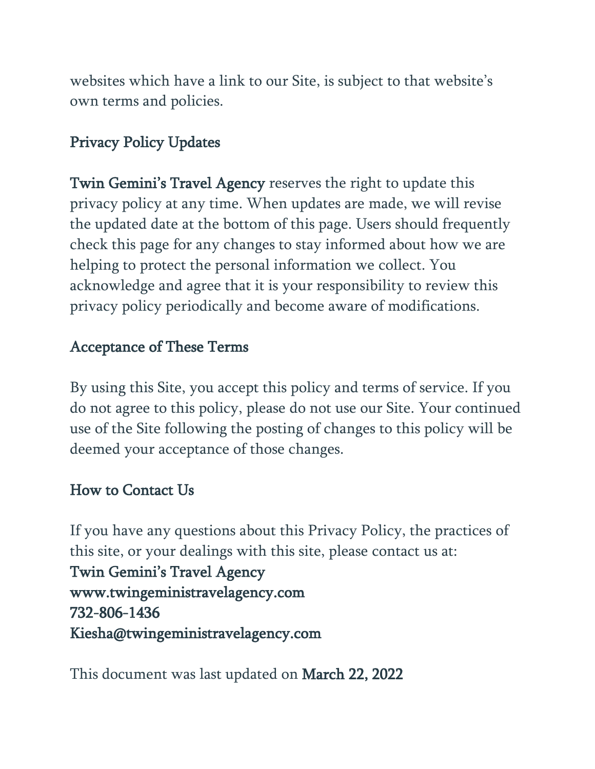websites which have a link to our Site, is subject to that website's own terms and policies.

## Privacy Policy Updates

Twin Gemini's Travel Agency reserves the right to update this privacy policy at any time. When updates are made, we will revise the updated date at the bottom of this page. Users should frequently check this page for any changes to stay informed about how we are helping to protect the personal information we collect. You acknowledge and agree that it is your responsibility to review this privacy policy periodically and become aware of modifications.

## Acceptance of These Terms

By using this Site, you accept this policy and terms of service. If you do not agree to this policy, please do not use our Site. Your continued use of the Site following the posting of changes to this policy will be deemed your acceptance of those changes.

## How to Contact Us

If you have any questions about this Privacy Policy, the practices of this site, or your dealings with this site, please contact us at:
Twin Gemini's Travel Agency
www.twingeministravelagency.com
732-806-1436
Kiesha@twingeministravelagency.com

This document was last updated on March 22, 2022